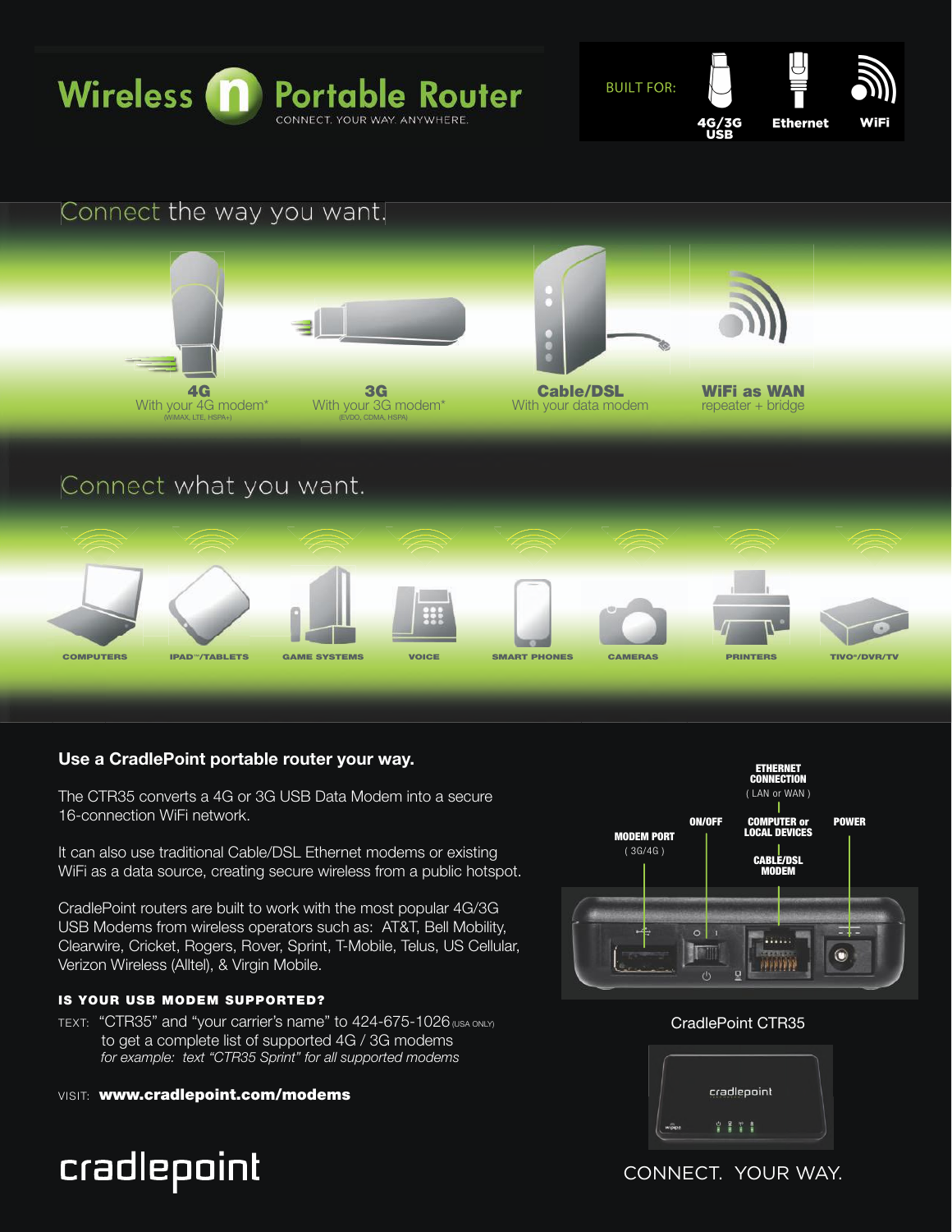# Wireless n Portable Router

CONNECT. YOUR WAY. ANYWHERE.

BUILT FOR: 4G/3G USB | Ethernet | WiFi

## Connect the way you want.

**4G**
With your 4G modem*
(WiMAX, LTE, HSPA+)

**3G**
With your 3G modem*
(EVDO, CDMA, HSPA)

**Cable/DSL**
With your data modem

**WiFi as WAN**
repeater + bridge

## Connect what you want.

COMPUTERS | IPAD™/TABLETS | GAME SYSTEMS | VOICE | SMART PHONES | CAMERAS | PRINTERS | TIVO®/DVR/TV

### Use a CradlePoint portable router your way.

The CTR35 converts a 4G or 3G USB Data Modem into a secure 16-connection WiFi network.

It can also use traditional Cable/DSL Ethernet modems or existing WiFi as a data source, creating secure wireless from a public hotspot.

CradlePoint routers are built to work with the most popular 4G/3G USB Modems from wireless operators such as: AT&T, Bell Mobility, Clearwire, Cricket, Rogers, Rover, Sprint, T-Mobile, Telus, US Cellular, Verizon Wireless (Alltel), & Virgin Mobile.

#### IS YOUR USB MODEM SUPPORTED?

TEXT: "CTR35" and "your carrier's name" to 424-675-1026 (USA ONLY) to get a complete list of supported 4G / 3G modems
*for example: text "CTR35 Sprint" for all supported modems*

VISIT: **www.cradlepoint.com/modems**

MODEM PORT ( 3G/4G ) | ON/OFF | ETHERNET CONNECTION ( LAN or WAN ) — COMPUTER or LOCAL DEVICES / CABLE/DSL MODEM | POWER

CradlePoint CTR35

cradlepoint

CONNECT. YOUR WAY.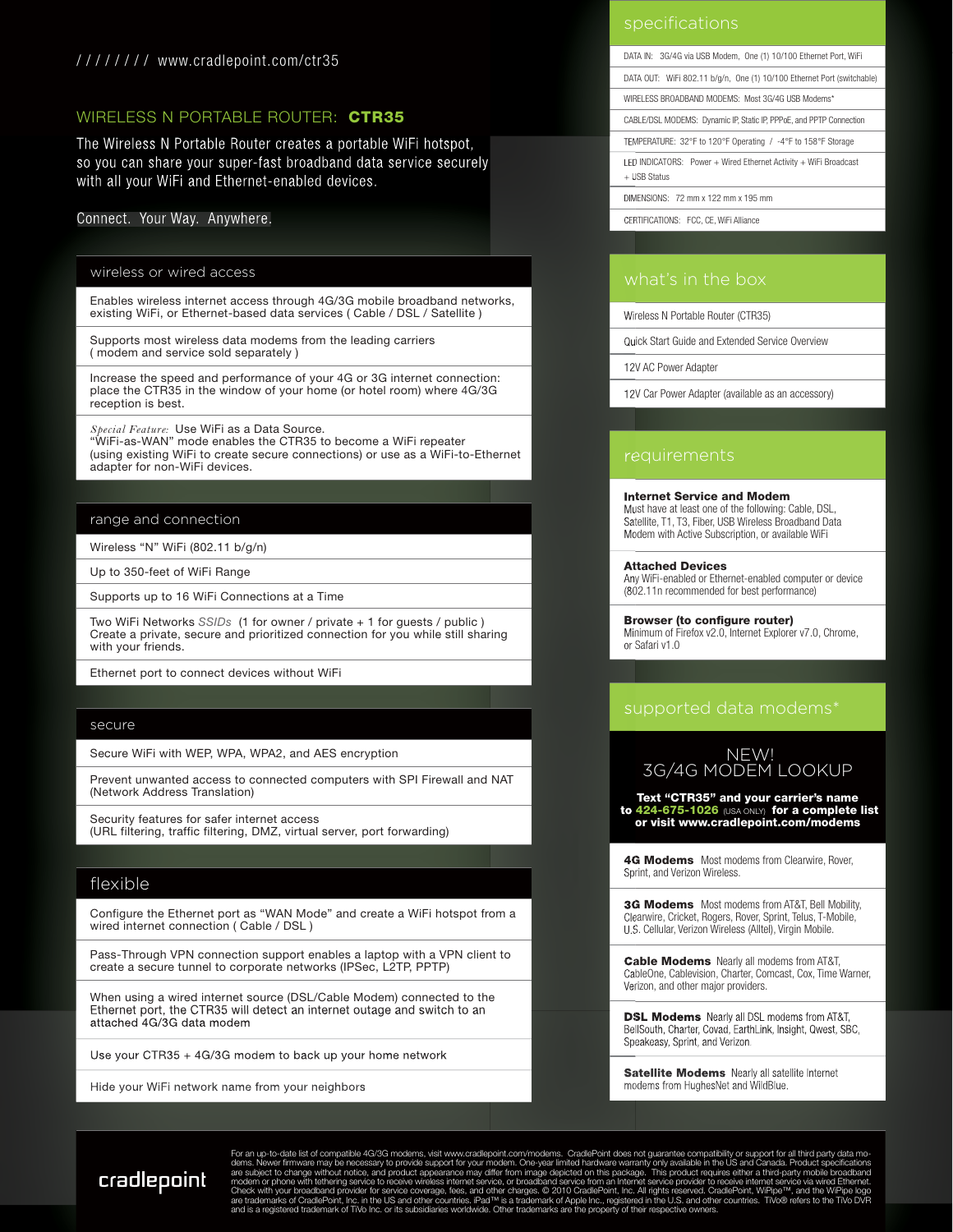/ / / / / / / / www.cradlepoint.com/ctr35

## WIRELESS N PORTABLE ROUTER: **CTR35**

The Wireless N Portable Router creates a portable WiFi hotspot, so you can share your super-fast broadband data service securely with all your WiFi and Ethernet-enabled devices.

Connect. Your Way. Anywhere.

### wireless or wired access

- Enables wireless internet access through 4G/3G mobile broadband networks, existing WiFi, or Ethernet-based data services ( Cable / DSL / Satellite )
- Supports most wireless data modems from the leading carriers ( modem and service sold separately )
- Increase the speed and performance of your 4G or 3G internet connection: place the CTR35 in the window of your home (or hotel room) where 4G/3G reception is best.
- *Special Feature:* Use WiFi as a Data Source. "WiFi-as-WAN" mode enables the CTR35 to become a WiFi repeater (using existing WiFi to create secure connections) or use as a WiFi-to-Ethernet adapter for non-WiFi devices.

### range and connection

- Wireless "N" WiFi (802.11 b/g/n)
- Up to 350-feet of WiFi Range
- Supports up to 16 WiFi Connections at a Time
- Two WiFi Networks *SSIDs* (1 for owner / private + 1 for guests / public ) Create a private, secure and prioritized connection for you while still sharing with your friends.
- Ethernet port to connect devices without WiFi

### secure

- Secure WiFi with WEP, WPA, WPA2, and AES encryption
- Prevent unwanted access to connected computers with SPI Firewall and NAT (Network Address Translation)
- Security features for safer internet access (URL filtering, traffic filtering, DMZ, virtual server, port forwarding)

### flexible

- Configure the Ethernet port as "WAN Mode" and create a WiFi hotspot from a wired internet connection ( Cable / DSL )
- Pass-Through VPN connection support enables a laptop with a VPN client to create a secure tunnel to corporate networks (IPSec, L2TP, PPTP)
- When using a wired internet source (DSL/Cable Modem) connected to the Ethernet port, the CTR35 will detect an internet outage and switch to an attached 4G/3G data modem
- Use your CTR35 + 4G/3G modem to back up your home network
- Hide your WiFi network name from your neighbors

### specifications

| | |
|---|---|
| DATA IN: | 3G/4G via USB Modem, One (1) 10/100 Ethernet Port, WiFi |
| DATA OUT: | WiFi 802.11 b/g/n, One (1) 10/100 Ethernet Port (switchable) |
| WIRELESS BROADBAND MODEMS: | Most 3G/4G USB Modems* |
| CABLE/DSL MODEMS: | Dynamic IP, Static IP, PPPoE, and PPTP Connection |
| TEMPERATURE: | 32°F to 120°F Operating / -4°F to 158°F Storage |
| LED INDICATORS: | Power + Wired Ethernet Activity + WiFi Broadcast + USB Status |
| DIMENSIONS: | 72 mm x 122 mm x 195 mm |
| CERTIFICATIONS: | FCC, CE, WiFi Alliance |

### what's in the box

- Wireless N Portable Router (CTR35)
- Quick Start Guide and Extended Service Overview
- 12V AC Power Adapter
- 12V Car Power Adapter (available as an accessory)

### requirements

**Internet Service and Modem**
Must have at least one of the following: Cable, DSL, Satellite, T1, T3, Fiber, USB Wireless Broadband Data Modem with Active Subscription, or available WiFi

**Attached Devices**
Any WiFi-enabled or Ethernet-enabled computer or device (802.11n recommended for best performance)

**Browser (to configure router)**
Minimum of Firefox v2.0, Internet Explorer v7.0, Chrome, or Safari v1.0

### supported data modems*

**NEW!**
**3G/4G MODEM LOOKUP**

**Text "CTR35" and your carrier's name to 424-675-1026** (USA ONLY) **for a complete list or visit www.cradlepoint.com/modems**

**4G Modems** Most modems from Clearwire, Rover, Sprint, and Verizon Wireless.

**3G Modems** Most modems from AT&T, Bell Mobility, Clearwire, Cricket, Rogers, Rover, Sprint, Telus, T-Mobile, U.S. Cellular, Verizon Wireless (Alltel), Virgin Mobile.

**Cable Modems** Nearly all modems from AT&T, CableOne, Cablevision, Charter, Comcast, Cox, Time Warner, Verizon, and other major providers.

**DSL Modems** Nearly all DSL modems from AT&T, BellSouth, Charter, Covad, EarthLink, Insight, Qwest, SBC, Speakeasy, Sprint, and Verizon.

**Satellite Modems** Nearly all satellite Internet modems from HughesNet and WildBlue.

cradlepoint

For an up-to-date list of compatible 4G/3G modems, visit www.cradlepoint.com/modems. CradlePoint does not guarantee compatibility or support for all third party data modems. Newer firmware may be necessary to provide support for your modem. One-year limited hardware warranty only available in the US and Canada. Product specifications are subject to change without notice, and product appearance may differ from image depicted on this package. This product requires either a third-party mobile broadband modem or phone with tethering service to receive wireless internet service, or broadband service from an Internet service provider to receive internet service via wired Ethernet. Check with your broadband provider for service coverage, fees, and other charges. © 2010 CradlePoint, Inc. All rights reserved. CradlePoint, WiPipe™, and the WiPipe logo are trademarks of CradlePoint, Inc. in the US and other countries. iPad™ is a trademark of Apple Inc., registered in the U.S. and other countries. TiVo® refers to the TiVo DVR and is a registered trademark of TiVo Inc. or its subsidiaries worldwide. Other trademarks are the property of their respective owners.